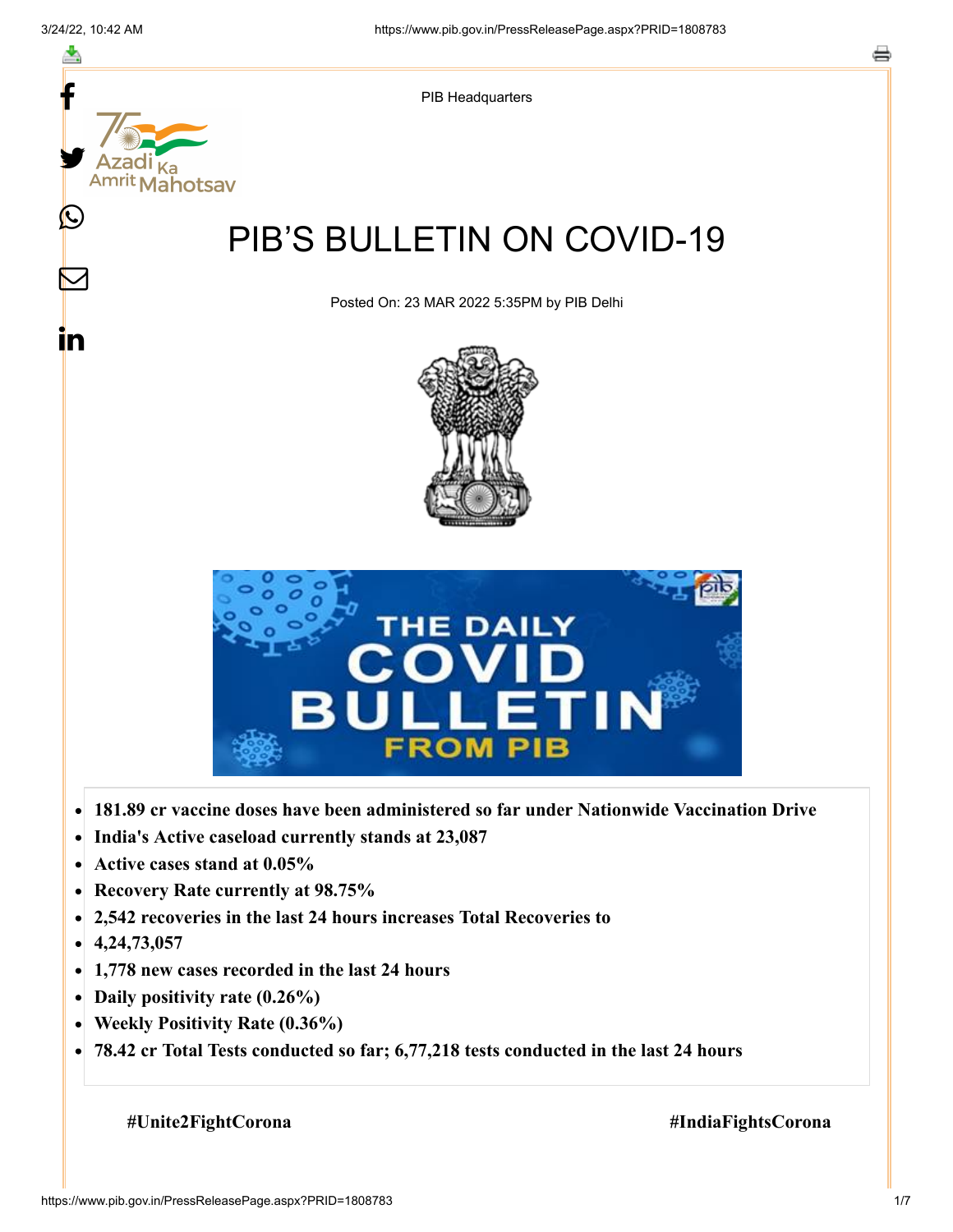PIB Headquarters

# PIB'S BULLETIN ON COVID-19

Posted On: 23 MAR 2022 5:35PM by PIB Delhi

- **181.89 cr vaccine doses have been administered so far under Nationwide Vaccination Drive**
- **India's Active caseload currently stands at 23,087**
- **Active cases stand at 0.05%**
- **Recovery Rate currently at 98.75%**
- **2,542 recoveries in the last 24 hours increases Total Recoveries to**
- **4,24,73,057**
- **1,778 new cases recorded in the last 24 hours**
- **Daily positivity rate (0.26%)**
- **Weekly Positivity Rate (0.36%)**
- **78.42 cr Total Tests conducted so far; 6,77,218 tests conducted in the last 24 hours**

**#Unite2FightCorona** **#IndiaFightsCorona**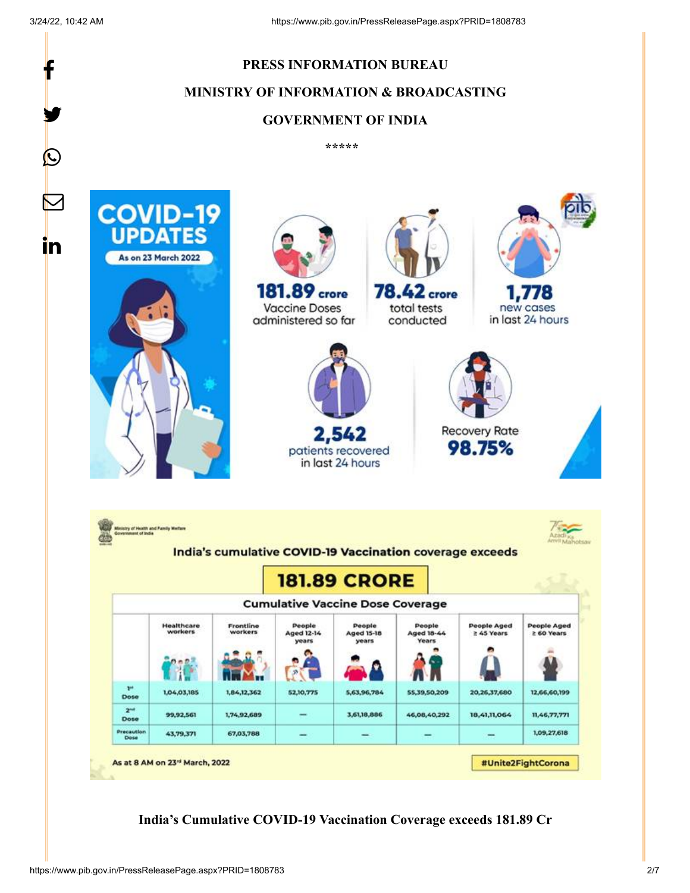**PRESS INFORMATION BUREAU**

**MINISTRY OF INFORMATION & BROADCASTING**

**GOVERNMENT OF INDIA**

*****

COVID-19 UPDATES

As on 23 March 2022

181.89 crore Vaccine Doses administered so far

78.42 crore total tests conducted

1,778 new cases in last 24 hours

2,542 patients recovered in last 24 hours

Recovery Rate 98.75%

Ministry of Health and Family Welfare, Government of India

India's cumulative COVID-19 Vaccination coverage exceeds

**181.89 CRORE**

Cumulative Vaccine Dose Coverage

| | Healthcare workers | Frontline workers | People Aged 12-14 years | People Aged 15-18 years | People Aged 18-44 Years | People Aged ≥ 45 Years | People Aged ≥ 60 Years |
|---|---|---|---|---|---|---|---|
| 1st Dose | 1,04,03,185 | 1,84,12,362 | 52,10,775 | 5,63,96,784 | 55,39,50,209 | 20,26,37,680 | 12,66,60,199 |
| 2nd Dose | 99,92,561 | 1,74,92,689 | — | 3,61,18,886 | 46,08,40,292 | 18,41,11,064 | 11,46,77,771 |
| Precaution Dose | 43,79,371 | 67,03,788 | — | — | — | — | 1,09,27,618 |

As at 8 AM on 23rd March, 2022

#Unite2FightCorona

**India's Cumulative COVID-19 Vaccination Coverage exceeds 181.89 Cr**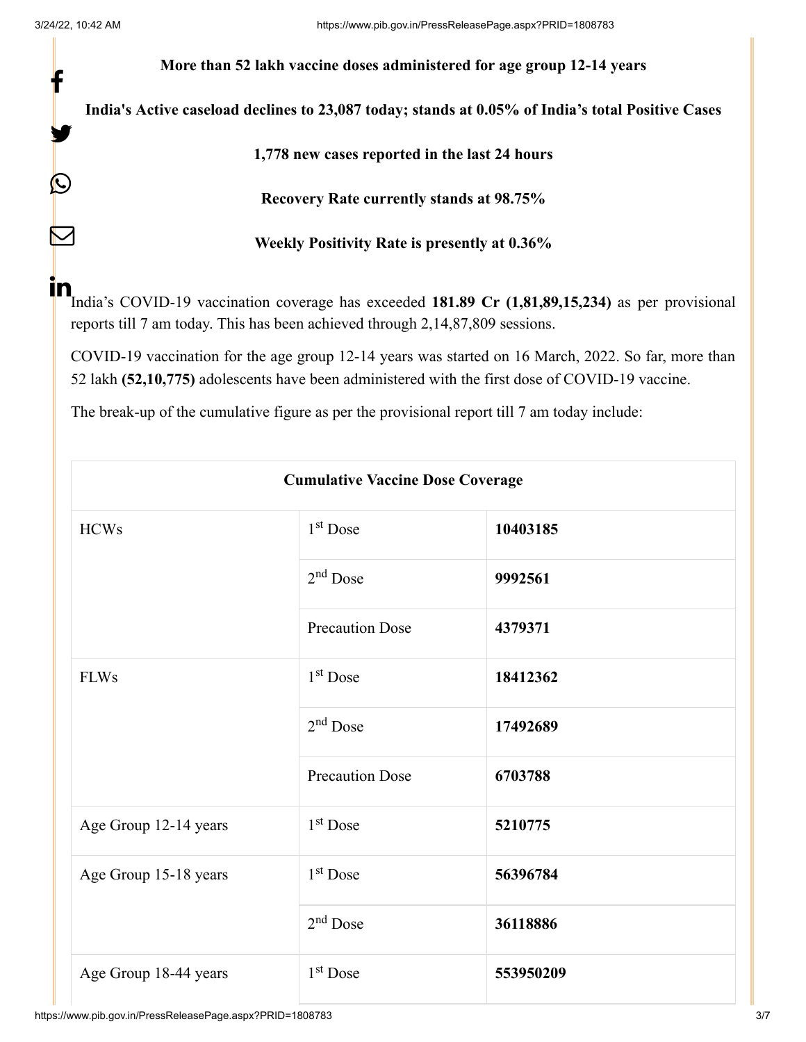**More than 52 lakh vaccine doses administered for age group 12-14 years**

**India's Active caseload declines to 23,087 today; stands at 0.05% of India's total Positive Cases**

**1,778 new cases reported in the last 24 hours**

**Recovery Rate currently stands at 98.75%**

**Weekly Positivity Rate is presently at 0.36%**

India's COVID-19 vaccination coverage has exceeded **181.89 Cr (1,81,89,15,234)** as per provisional reports till 7 am today. This has been achieved through 2,14,87,809 sessions.

COVID-19 vaccination for the age group 12-14 years was started on 16 March, 2022. So far, more than 52 lakh **(52,10,775)** adolescents have been administered with the first dose of COVID-19 vaccine.

The break-up of the cumulative figure as per the provisional report till 7 am today include:

| **Cumulative Vaccine Dose Coverage** | | |
|---|---|---|
| HCWs | 1st Dose | **10403185** |
| | 2nd Dose | **9992561** |
| | Precaution Dose | **4379371** |
| FLWs | 1st Dose | **18412362** |
| | 2nd Dose | **17492689** |
| | Precaution Dose | **6703788** |
| Age Group 12-14 years | 1st Dose | **5210775** |
| Age Group 15-18 years | 1st Dose | **56396784** |
| | 2nd Dose | **36118886** |
| Age Group 18-44 years | 1st Dose | **553950209** |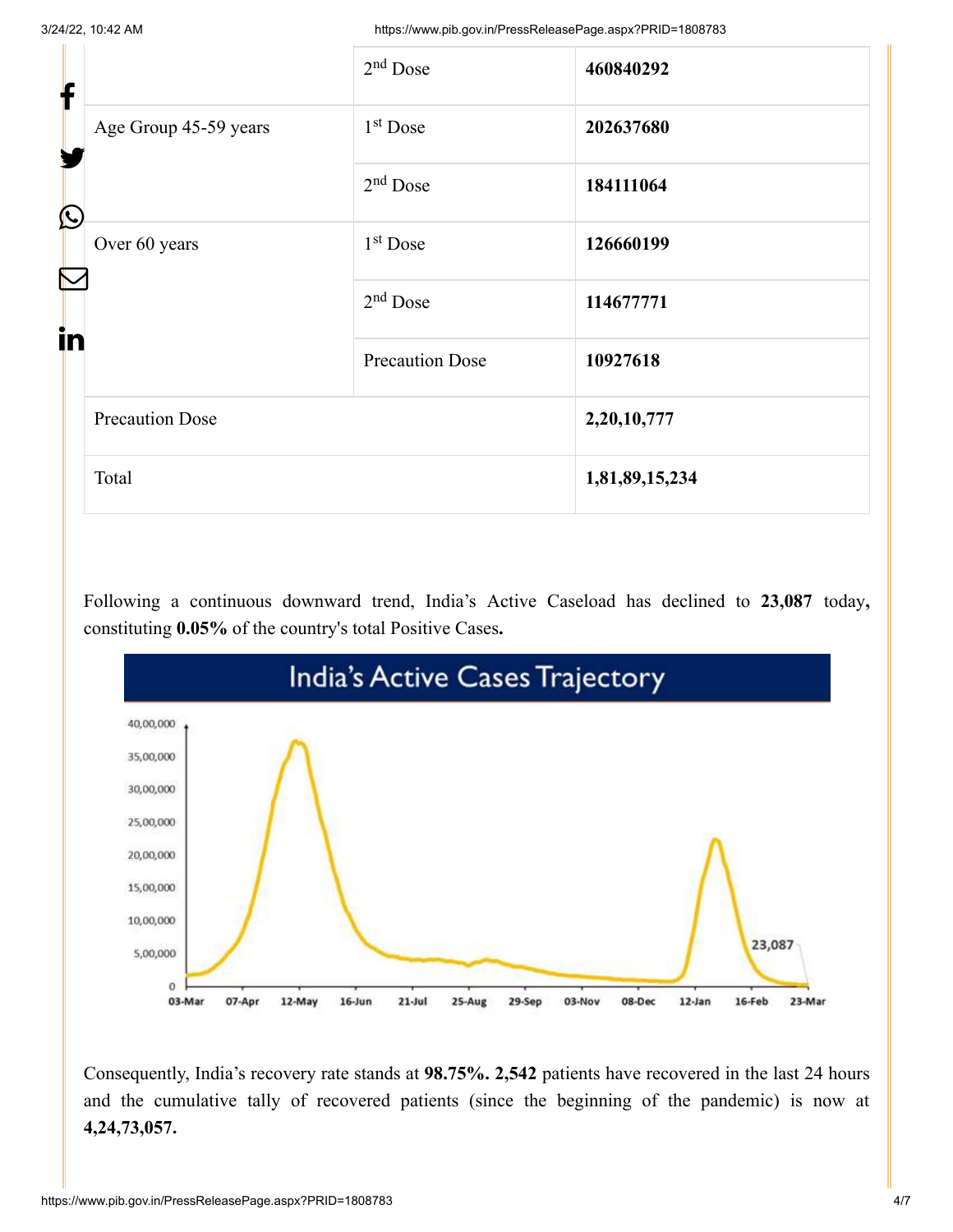| | | |
|---|---|---|
| | 2nd Dose | **460840292** |
| Age Group 45-59 years | 1st Dose | **202637680** |
| | 2nd Dose | **184111064** |
| Over 60 years | 1st Dose | **126660199** |
| | 2nd Dose | **114677771** |
| | Precaution Dose | **10927618** |
| Precaution Dose | | **2,20,10,777** |
| Total | | **1,81,89,15,234** |

Following a continuous downward trend, India's Active Caseload has declined to **23,087** today**,** constituting **0.05%** of the country's total Positive Cases**.**

**India's Active Cases Trajectory**

Consequently, India's recovery rate stands at **98.75%. 2,542** patients have recovered in the last 24 hours and the cumulative tally of recovered patients (since the beginning of the pandemic) is now at **4,24,73,057.**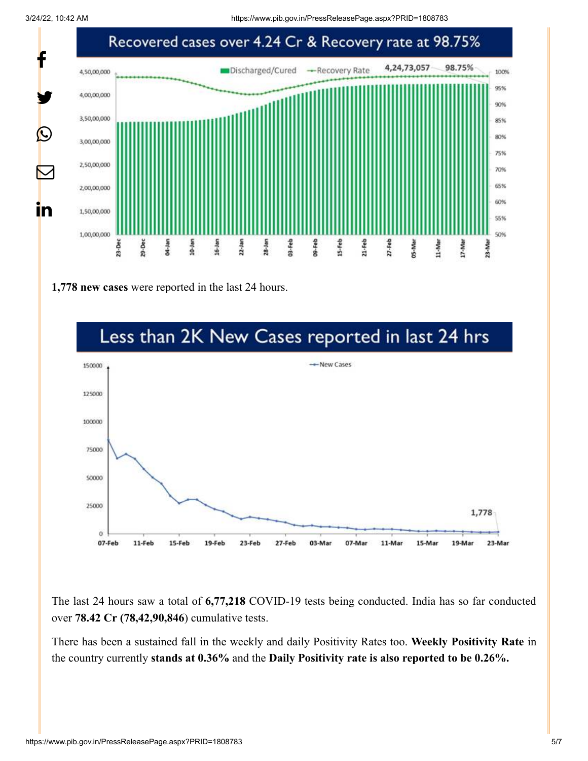**Recovered cases over 4.24 Cr & Recovery rate at 98.75%**

**1,778 new cases** were reported in the last 24 hours.

**Less than 2K New Cases reported in last 24 hrs**

The last 24 hours saw a total of **6,77,218** COVID-19 tests being conducted. India has so far conducted over **78.42 Cr (78,42,90,846**) cumulative tests.

There has been a sustained fall in the weekly and daily Positivity Rates too. **Weekly Positivity Rate** in the country currently **stands at 0.36%** and the **Daily Positivity rate is also reported to be 0.26%.**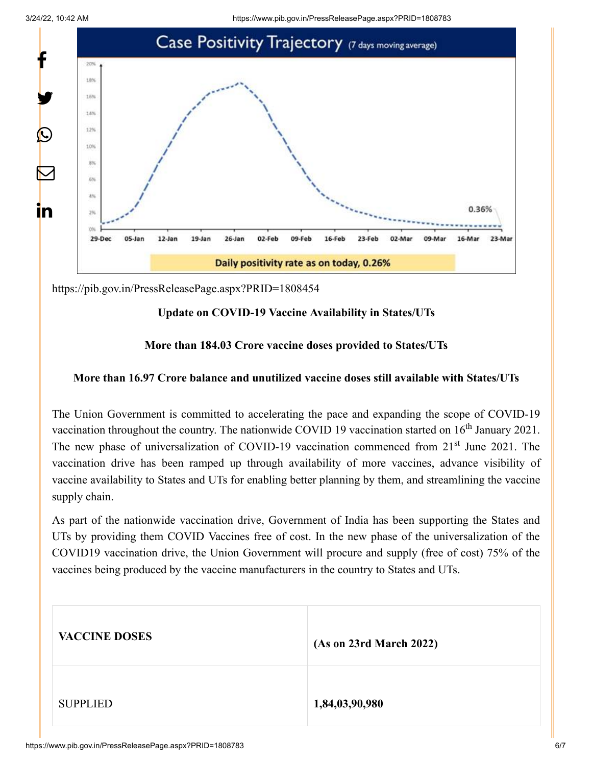Case Positivity Trajectory (7 days moving average)

0.36%

Daily positivity rate as on today, 0.26%

https://pib.gov.in/PressReleasePage.aspx?PRID=1808454

**Update on COVID-19 Vaccine Availability in States/UTs**

**More than 184.03 Crore vaccine doses provided to States/UTs**

**More than 16.97 Crore balance and unutilized vaccine doses still available with States/UTs**

The Union Government is committed to accelerating the pace and expanding the scope of COVID-19 vaccination throughout the country. The nationwide COVID 19 vaccination started on 16th January 2021. The new phase of universalization of COVID-19 vaccination commenced from 21st June 2021. The vaccination drive has been ramped up through availability of more vaccines, advance visibility of vaccine availability to States and UTs for enabling better planning by them, and streamlining the vaccine supply chain.

As part of the nationwide vaccination drive, Government of India has been supporting the States and UTs by providing them COVID Vaccines free of cost. In the new phase of the universalization of the COVID19 vaccination drive, the Union Government will procure and supply (free of cost) 75% of the vaccines being produced by the vaccine manufacturers in the country to States and UTs.

| VACCINE DOSES | (As on 23rd March 2022) |
| --- | --- |
| SUPPLIED | **1,84,03,90,980** |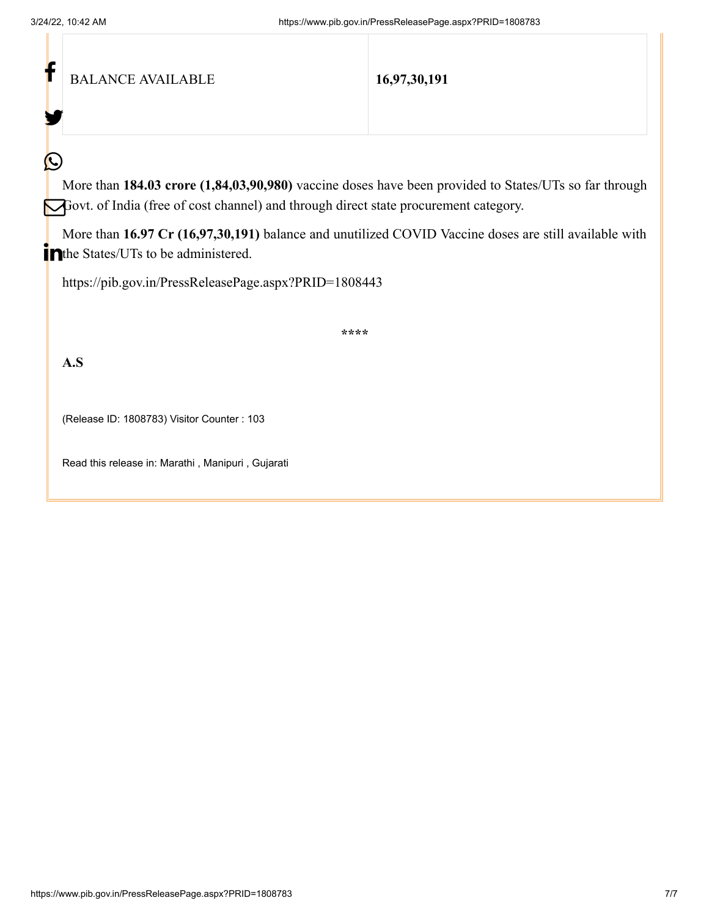| | |
|---|---|
| BALANCE AVAILABLE | **16,97,30,191** |

More than **184.03 crore (1,84,03,90,980)** vaccine doses have been provided to States/UTs so far through Govt. of India (free of cost channel) and through direct state procurement category.

More than **16.97 Cr (16,97,30,191)** balance and unutilized COVID Vaccine doses are still available with the States/UTs to be administered.

https://pib.gov.in/PressReleasePage.aspx?PRID=1808443

****

**A.S**

(Release ID: 1808783) Visitor Counter : 103

Read this release in: Marathi , Manipuri , Gujarati